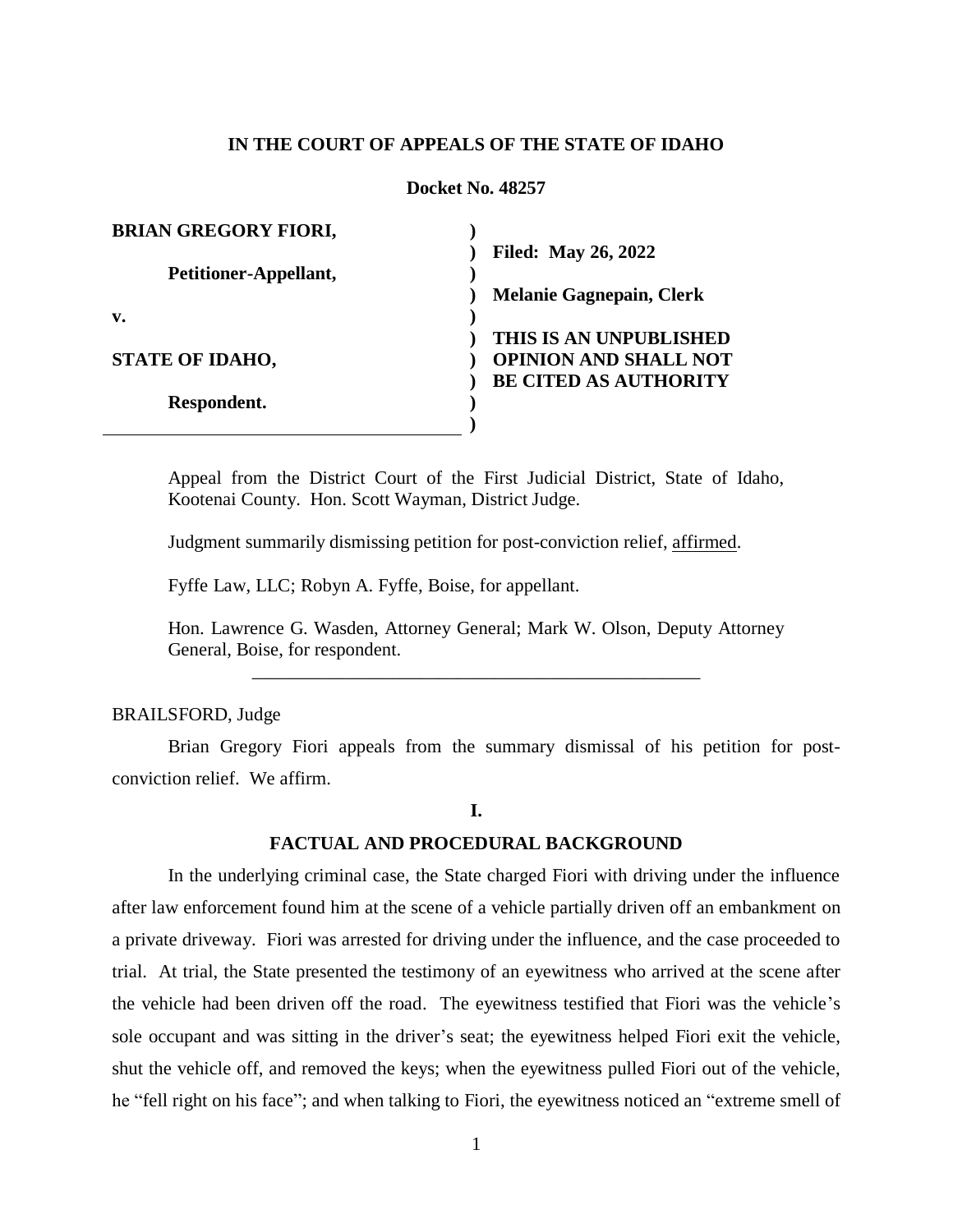**IN THE COURT OF APPEALS OF THE STATE OF IDAHO**

**Docket No. 48257**

| | |
|---|---|
| **BRIAN GREGORY FIORI,** | **Filed: May 26, 2022** |
| **Petitioner-Appellant,** | **Melanie Gagnepain, Clerk** |
| **v.** | |
| **STATE OF IDAHO,** | **THIS IS AN UNPUBLISHED OPINION AND SHALL NOT BE CITED AS AUTHORITY** |
| **Respondent.** | |

Appeal from the District Court of the First Judicial District, State of Idaho, Kootenai County. Hon. Scott Wayman, District Judge.

Judgment summarily dismissing petition for post-conviction relief, affirmed.

Fyffe Law, LLC; Robyn A. Fyffe, Boise, for appellant.

Hon. Lawrence G. Wasden, Attorney General; Mark W. Olson, Deputy Attorney General, Boise, for respondent.

---

BRAILSFORD, Judge

Brian Gregory Fiori appeals from the summary dismissal of his petition for post-conviction relief. We affirm.

## I.

## FACTUAL AND PROCEDURAL BACKGROUND

In the underlying criminal case, the State charged Fiori with driving under the influence after law enforcement found him at the scene of a vehicle partially driven off an embankment on a private driveway. Fiori was arrested for driving under the influence, and the case proceeded to trial. At trial, the State presented the testimony of an eyewitness who arrived at the scene after the vehicle had been driven off the road. The eyewitness testified that Fiori was the vehicle's sole occupant and was sitting in the driver's seat; the eyewitness helped Fiori exit the vehicle, shut the vehicle off, and removed the keys; when the eyewitness pulled Fiori out of the vehicle, he "fell right on his face"; and when talking to Fiori, the eyewitness noticed an "extreme smell of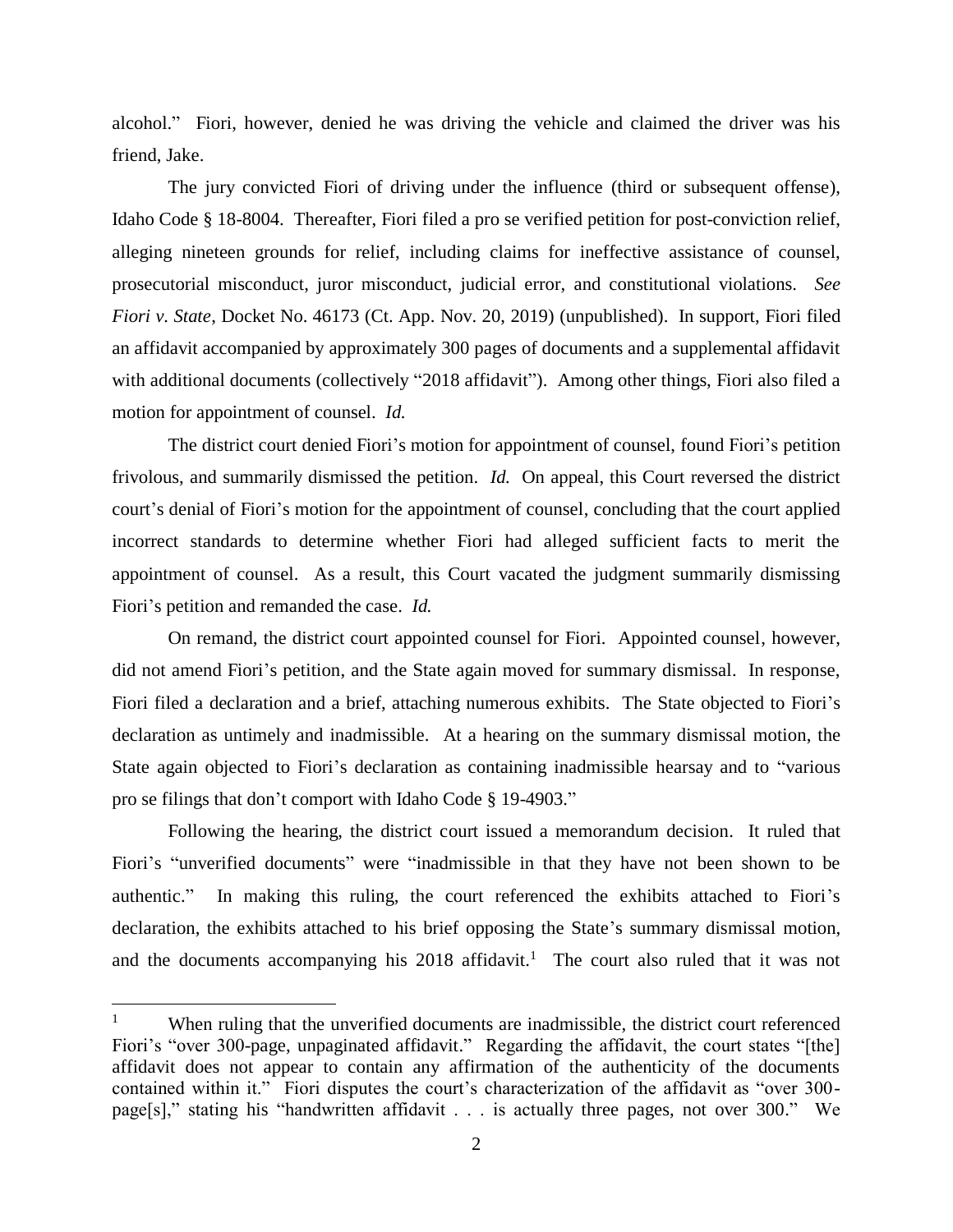alcohol." Fiori, however, denied he was driving the vehicle and claimed the driver was his friend, Jake.

The jury convicted Fiori of driving under the influence (third or subsequent offense), Idaho Code § 18-8004. Thereafter, Fiori filed a pro se verified petition for post-conviction relief, alleging nineteen grounds for relief, including claims for ineffective assistance of counsel, prosecutorial misconduct, juror misconduct, judicial error, and constitutional violations. *See Fiori v. State*, Docket No. 46173 (Ct. App. Nov. 20, 2019) (unpublished). In support, Fiori filed an affidavit accompanied by approximately 300 pages of documents and a supplemental affidavit with additional documents (collectively "2018 affidavit"). Among other things, Fiori also filed a motion for appointment of counsel. *Id.*

The district court denied Fiori's motion for appointment of counsel, found Fiori's petition frivolous, and summarily dismissed the petition. *Id.* On appeal, this Court reversed the district court's denial of Fiori's motion for the appointment of counsel, concluding that the court applied incorrect standards to determine whether Fiori had alleged sufficient facts to merit the appointment of counsel. As a result, this Court vacated the judgment summarily dismissing Fiori's petition and remanded the case. *Id.*

On remand, the district court appointed counsel for Fiori. Appointed counsel, however, did not amend Fiori's petition, and the State again moved for summary dismissal. In response, Fiori filed a declaration and a brief, attaching numerous exhibits. The State objected to Fiori's declaration as untimely and inadmissible. At a hearing on the summary dismissal motion, the State again objected to Fiori's declaration as containing inadmissible hearsay and to "various pro se filings that don't comport with Idaho Code § 19-4903."

Following the hearing, the district court issued a memorandum decision. It ruled that Fiori's "unverified documents" were "inadmissible in that they have not been shown to be authentic." In making this ruling, the court referenced the exhibits attached to Fiori's declaration, the exhibits attached to his brief opposing the State's summary dismissal motion, and the documents accompanying his 2018 affidavit.[1] The court also ruled that it was not

[1] When ruling that the unverified documents are inadmissible, the district court referenced Fiori's "over 300-page, unpaginated affidavit." Regarding the affidavit, the court states "[the] affidavit does not appear to contain any affirmation of the authenticity of the documents contained within it." Fiori disputes the court's characterization of the affidavit as "over 300-page[s]," stating his "handwritten affidavit . . . is actually three pages, not over 300." We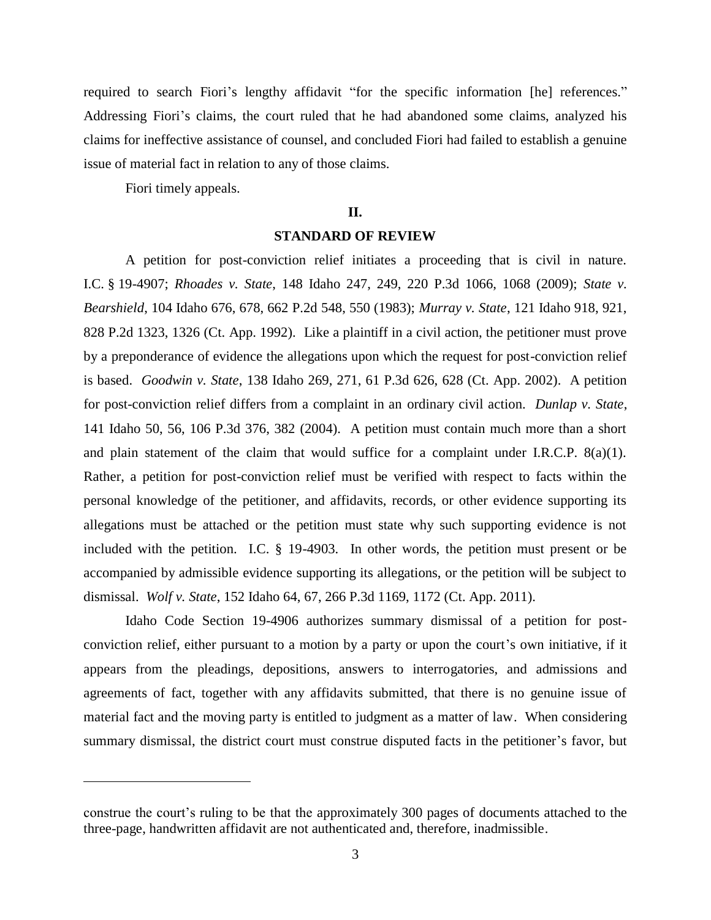required to search Fiori's lengthy affidavit "for the specific information [he] references." Addressing Fiori's claims, the court ruled that he had abandoned some claims, analyzed his claims for ineffective assistance of counsel, and concluded Fiori had failed to establish a genuine issue of material fact in relation to any of those claims.

Fiori timely appeals.

## II.

## STANDARD OF REVIEW

A petition for post-conviction relief initiates a proceeding that is civil in nature. I.C. § 19-4907; *Rhoades v. State*, 148 Idaho 247, 249, 220 P.3d 1066, 1068 (2009); *State v. Bearshield*, 104 Idaho 676, 678, 662 P.2d 548, 550 (1983); *Murray v. State*, 121 Idaho 918, 921, 828 P.2d 1323, 1326 (Ct. App. 1992). Like a plaintiff in a civil action, the petitioner must prove by a preponderance of evidence the allegations upon which the request for post-conviction relief is based. *Goodwin v. State*, 138 Idaho 269, 271, 61 P.3d 626, 628 (Ct. App. 2002). A petition for post-conviction relief differs from a complaint in an ordinary civil action. *Dunlap v. State*, 141 Idaho 50, 56, 106 P.3d 376, 382 (2004). A petition must contain much more than a short and plain statement of the claim that would suffice for a complaint under I.R.C.P. 8(a)(1). Rather, a petition for post-conviction relief must be verified with respect to facts within the personal knowledge of the petitioner, and affidavits, records, or other evidence supporting its allegations must be attached or the petition must state why such supporting evidence is not included with the petition. I.C. § 19-4903. In other words, the petition must present or be accompanied by admissible evidence supporting its allegations, or the petition will be subject to dismissal. *Wolf v. State*, 152 Idaho 64, 67, 266 P.3d 1169, 1172 (Ct. App. 2011).

Idaho Code Section 19-4906 authorizes summary dismissal of a petition for post-conviction relief, either pursuant to a motion by a party or upon the court's own initiative, if it appears from the pleadings, depositions, answers to interrogatories, and admissions and agreements of fact, together with any affidavits submitted, that there is no genuine issue of material fact and the moving party is entitled to judgment as a matter of law. When considering summary dismissal, the district court must construe disputed facts in the petitioner's favor, but

---

construe the court's ruling to be that the approximately 300 pages of documents attached to the three-page, handwritten affidavit are not authenticated and, therefore, inadmissible.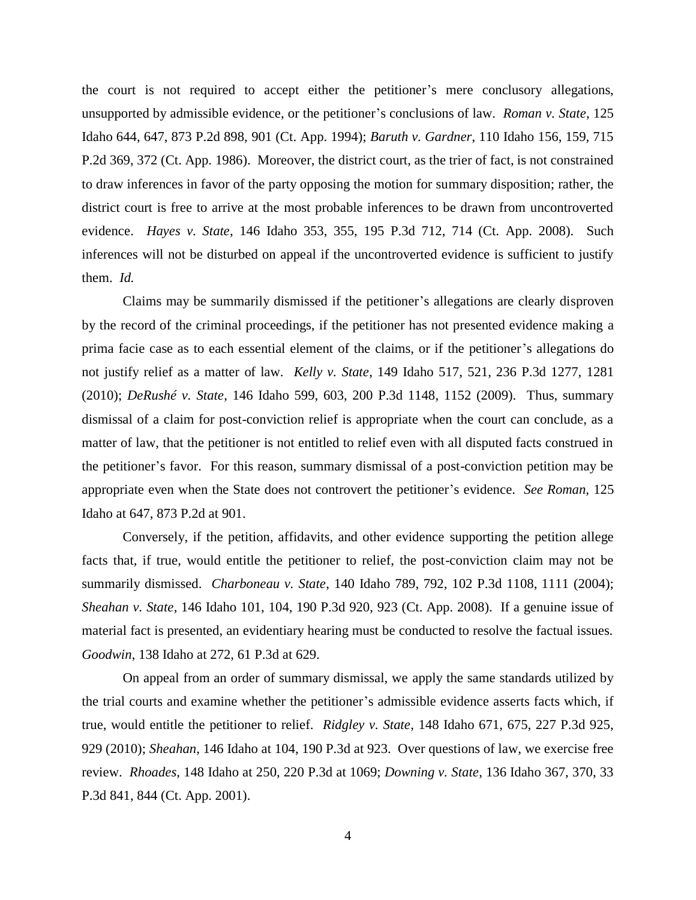the court is not required to accept either the petitioner's mere conclusory allegations, unsupported by admissible evidence, or the petitioner's conclusions of law. *Roman v. State*, 125 Idaho 644, 647, 873 P.2d 898, 901 (Ct. App. 1994); *Baruth v. Gardner*, 110 Idaho 156, 159, 715 P.2d 369, 372 (Ct. App. 1986). Moreover, the district court, as the trier of fact, is not constrained to draw inferences in favor of the party opposing the motion for summary disposition; rather, the district court is free to arrive at the most probable inferences to be drawn from uncontroverted evidence. *Hayes v. State*, 146 Idaho 353, 355, 195 P.3d 712, 714 (Ct. App. 2008). Such inferences will not be disturbed on appeal if the uncontroverted evidence is sufficient to justify them. *Id.*

Claims may be summarily dismissed if the petitioner's allegations are clearly disproven by the record of the criminal proceedings, if the petitioner has not presented evidence making a prima facie case as to each essential element of the claims, or if the petitioner's allegations do not justify relief as a matter of law. *Kelly v. State*, 149 Idaho 517, 521, 236 P.3d 1277, 1281 (2010); *DeRushé v. State*, 146 Idaho 599, 603, 200 P.3d 1148, 1152 (2009). Thus, summary dismissal of a claim for post-conviction relief is appropriate when the court can conclude, as a matter of law, that the petitioner is not entitled to relief even with all disputed facts construed in the petitioner's favor. For this reason, summary dismissal of a post-conviction petition may be appropriate even when the State does not controvert the petitioner's evidence. *See Roman*, 125 Idaho at 647, 873 P.2d at 901.

Conversely, if the petition, affidavits, and other evidence supporting the petition allege facts that, if true, would entitle the petitioner to relief, the post-conviction claim may not be summarily dismissed. *Charboneau v. State*, 140 Idaho 789, 792, 102 P.3d 1108, 1111 (2004); *Sheahan v. State*, 146 Idaho 101, 104, 190 P.3d 920, 923 (Ct. App. 2008). If a genuine issue of material fact is presented, an evidentiary hearing must be conducted to resolve the factual issues. *Goodwin*, 138 Idaho at 272, 61 P.3d at 629.

On appeal from an order of summary dismissal, we apply the same standards utilized by the trial courts and examine whether the petitioner's admissible evidence asserts facts which, if true, would entitle the petitioner to relief. *Ridgley v. State*, 148 Idaho 671, 675, 227 P.3d 925, 929 (2010); *Sheahan*, 146 Idaho at 104, 190 P.3d at 923. Over questions of law, we exercise free review. *Rhoades*, 148 Idaho at 250, 220 P.3d at 1069; *Downing v. State*, 136 Idaho 367, 370, 33 P.3d 841, 844 (Ct. App. 2001).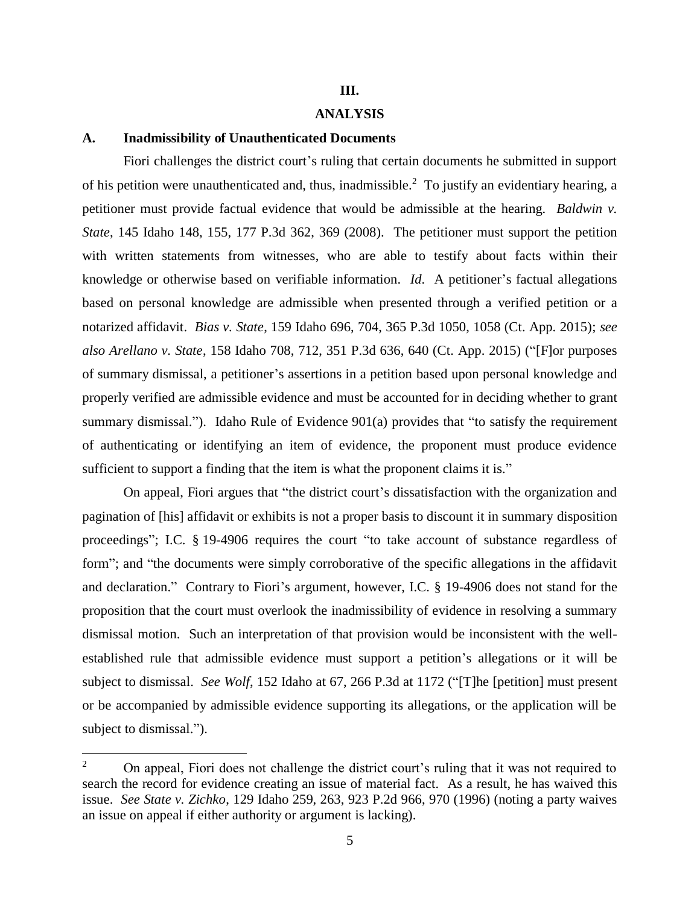## III.

## ANALYSIS

### A. Inadmissibility of Unauthenticated Documents

Fiori challenges the district court's ruling that certain documents he submitted in support of his petition were unauthenticated and, thus, inadmissible.[2] To justify an evidentiary hearing, a petitioner must provide factual evidence that would be admissible at the hearing. *Baldwin v. State*, 145 Idaho 148, 155, 177 P.3d 362, 369 (2008). The petitioner must support the petition with written statements from witnesses, who are able to testify about facts within their knowledge or otherwise based on verifiable information. *Id.* A petitioner's factual allegations based on personal knowledge are admissible when presented through a verified petition or a notarized affidavit. *Bias v. State*, 159 Idaho 696, 704, 365 P.3d 1050, 1058 (Ct. App. 2015); *see also Arellano v. State*, 158 Idaho 708, 712, 351 P.3d 636, 640 (Ct. App. 2015) ("[F]or purposes of summary dismissal, a petitioner's assertions in a petition based upon personal knowledge and properly verified are admissible evidence and must be accounted for in deciding whether to grant summary dismissal."). Idaho Rule of Evidence 901(a) provides that "to satisfy the requirement of authenticating or identifying an item of evidence, the proponent must produce evidence sufficient to support a finding that the item is what the proponent claims it is."

On appeal, Fiori argues that "the district court's dissatisfaction with the organization and pagination of [his] affidavit or exhibits is not a proper basis to discount it in summary disposition proceedings"; I.C. § 19-4906 requires the court "to take account of substance regardless of form"; and "the documents were simply corroborative of the specific allegations in the affidavit and declaration." Contrary to Fiori's argument, however, I.C. § 19-4906 does not stand for the proposition that the court must overlook the inadmissibility of evidence in resolving a summary dismissal motion. Such an interpretation of that provision would be inconsistent with the well-established rule that admissible evidence must support a petition's allegations or it will be subject to dismissal. *See Wolf*, 152 Idaho at 67, 266 P.3d at 1172 ("[T]he [petition] must present or be accompanied by admissible evidence supporting its allegations, or the application will be subject to dismissal.").

---

[2] On appeal, Fiori does not challenge the district court's ruling that it was not required to search the record for evidence creating an issue of material fact. As a result, he has waived this issue. *See State v. Zichko*, 129 Idaho 259, 263, 923 P.2d 966, 970 (1996) (noting a party waives an issue on appeal if either authority or argument is lacking).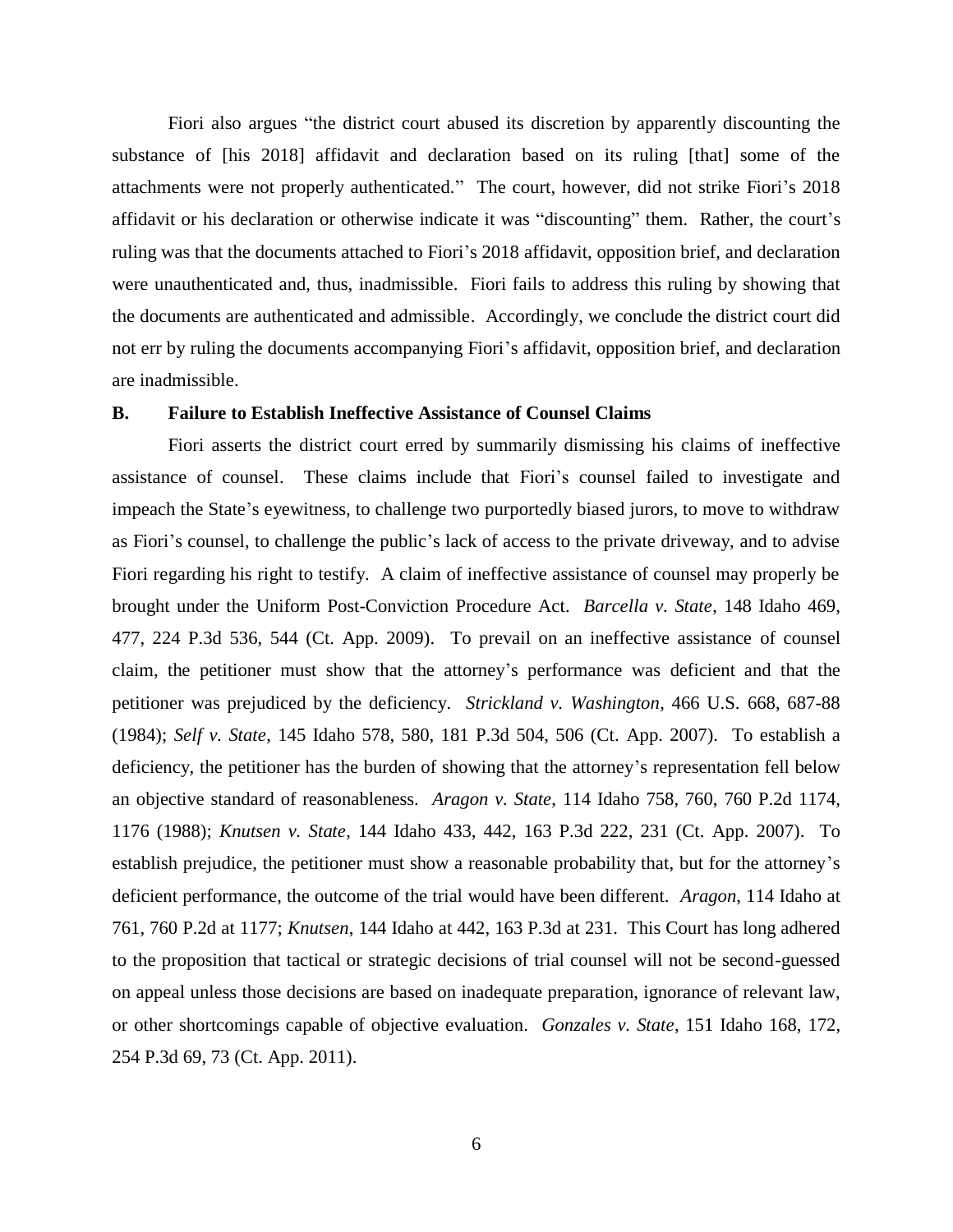Fiori also argues "the district court abused its discretion by apparently discounting the substance of [his 2018] affidavit and declaration based on its ruling [that] some of the attachments were not properly authenticated." The court, however, did not strike Fiori's 2018 affidavit or his declaration or otherwise indicate it was "discounting" them. Rather, the court's ruling was that the documents attached to Fiori's 2018 affidavit, opposition brief, and declaration were unauthenticated and, thus, inadmissible. Fiori fails to address this ruling by showing that the documents are authenticated and admissible. Accordingly, we conclude the district court did not err by ruling the documents accompanying Fiori's affidavit, opposition brief, and declaration are inadmissible.

### B. Failure to Establish Ineffective Assistance of Counsel Claims

Fiori asserts the district court erred by summarily dismissing his claims of ineffective assistance of counsel. These claims include that Fiori's counsel failed to investigate and impeach the State's eyewitness, to challenge two purportedly biased jurors, to move to withdraw as Fiori's counsel, to challenge the public's lack of access to the private driveway, and to advise Fiori regarding his right to testify. A claim of ineffective assistance of counsel may properly be brought under the Uniform Post-Conviction Procedure Act. *Barcella v. State*, 148 Idaho 469, 477, 224 P.3d 536, 544 (Ct. App. 2009). To prevail on an ineffective assistance of counsel claim, the petitioner must show that the attorney's performance was deficient and that the petitioner was prejudiced by the deficiency. *Strickland v. Washington*, 466 U.S. 668, 687-88 (1984); *Self v. State*, 145 Idaho 578, 580, 181 P.3d 504, 506 (Ct. App. 2007). To establish a deficiency, the petitioner has the burden of showing that the attorney's representation fell below an objective standard of reasonableness. *Aragon v. State*, 114 Idaho 758, 760, 760 P.2d 1174, 1176 (1988); *Knutsen v. State*, 144 Idaho 433, 442, 163 P.3d 222, 231 (Ct. App. 2007). To establish prejudice, the petitioner must show a reasonable probability that, but for the attorney's deficient performance, the outcome of the trial would have been different. *Aragon*, 114 Idaho at 761, 760 P.2d at 1177; *Knutsen*, 144 Idaho at 442, 163 P.3d at 231. This Court has long adhered to the proposition that tactical or strategic decisions of trial counsel will not be second-guessed on appeal unless those decisions are based on inadequate preparation, ignorance of relevant law, or other shortcomings capable of objective evaluation. *Gonzales v. State*, 151 Idaho 168, 172, 254 P.3d 69, 73 (Ct. App. 2011).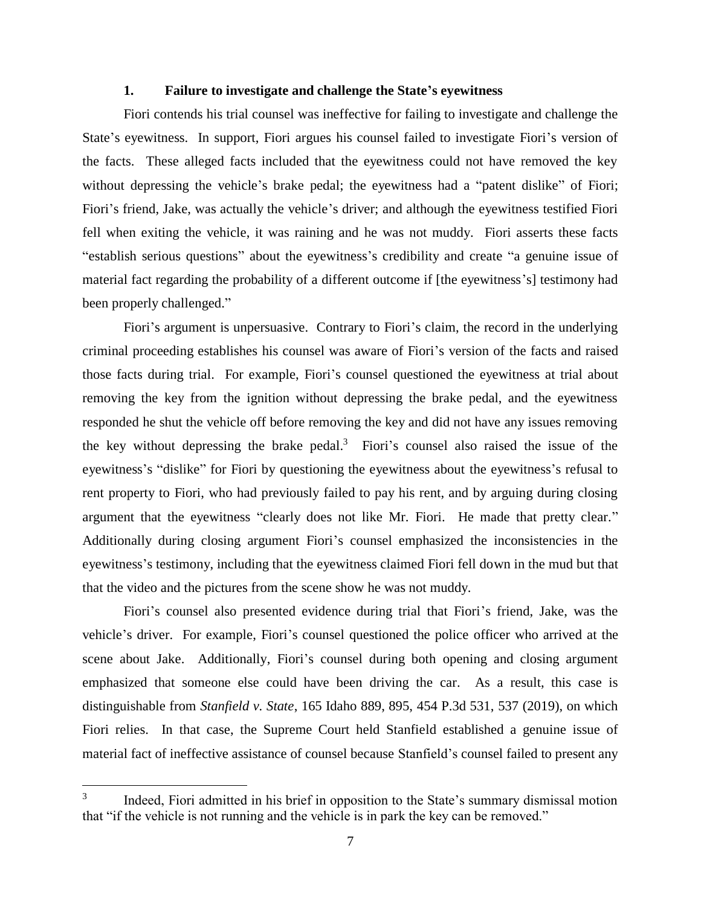### 1. Failure to investigate and challenge the State's eyewitness

Fiori contends his trial counsel was ineffective for failing to investigate and challenge the State's eyewitness. In support, Fiori argues his counsel failed to investigate Fiori's version of the facts. These alleged facts included that the eyewitness could not have removed the key without depressing the vehicle's brake pedal; the eyewitness had a "patent dislike" of Fiori; Fiori's friend, Jake, was actually the vehicle's driver; and although the eyewitness testified Fiori fell when exiting the vehicle, it was raining and he was not muddy. Fiori asserts these facts "establish serious questions" about the eyewitness's credibility and create "a genuine issue of material fact regarding the probability of a different outcome if [the eyewitness's] testimony had been properly challenged."

Fiori's argument is unpersuasive. Contrary to Fiori's claim, the record in the underlying criminal proceeding establishes his counsel was aware of Fiori's version of the facts and raised those facts during trial. For example, Fiori's counsel questioned the eyewitness at trial about removing the key from the ignition without depressing the brake pedal, and the eyewitness responded he shut the vehicle off before removing the key and did not have any issues removing the key without depressing the brake pedal.[3] Fiori's counsel also raised the issue of the eyewitness's "dislike" for Fiori by questioning the eyewitness about the eyewitness's refusal to rent property to Fiori, who had previously failed to pay his rent, and by arguing during closing argument that the eyewitness "clearly does not like Mr. Fiori. He made that pretty clear." Additionally during closing argument Fiori's counsel emphasized the inconsistencies in the eyewitness's testimony, including that the eyewitness claimed Fiori fell down in the mud but that that the video and the pictures from the scene show he was not muddy.

Fiori's counsel also presented evidence during trial that Fiori's friend, Jake, was the vehicle's driver. For example, Fiori's counsel questioned the police officer who arrived at the scene about Jake. Additionally, Fiori's counsel during both opening and closing argument emphasized that someone else could have been driving the car. As a result, this case is distinguishable from *Stanfield v. State*, 165 Idaho 889, 895, 454 P.3d 531, 537 (2019), on which Fiori relies. In that case, the Supreme Court held Stanfield established a genuine issue of material fact of ineffective assistance of counsel because Stanfield's counsel failed to present any

---

[3] Indeed, Fiori admitted in his brief in opposition to the State's summary dismissal motion that "if the vehicle is not running and the vehicle is in park the key can be removed."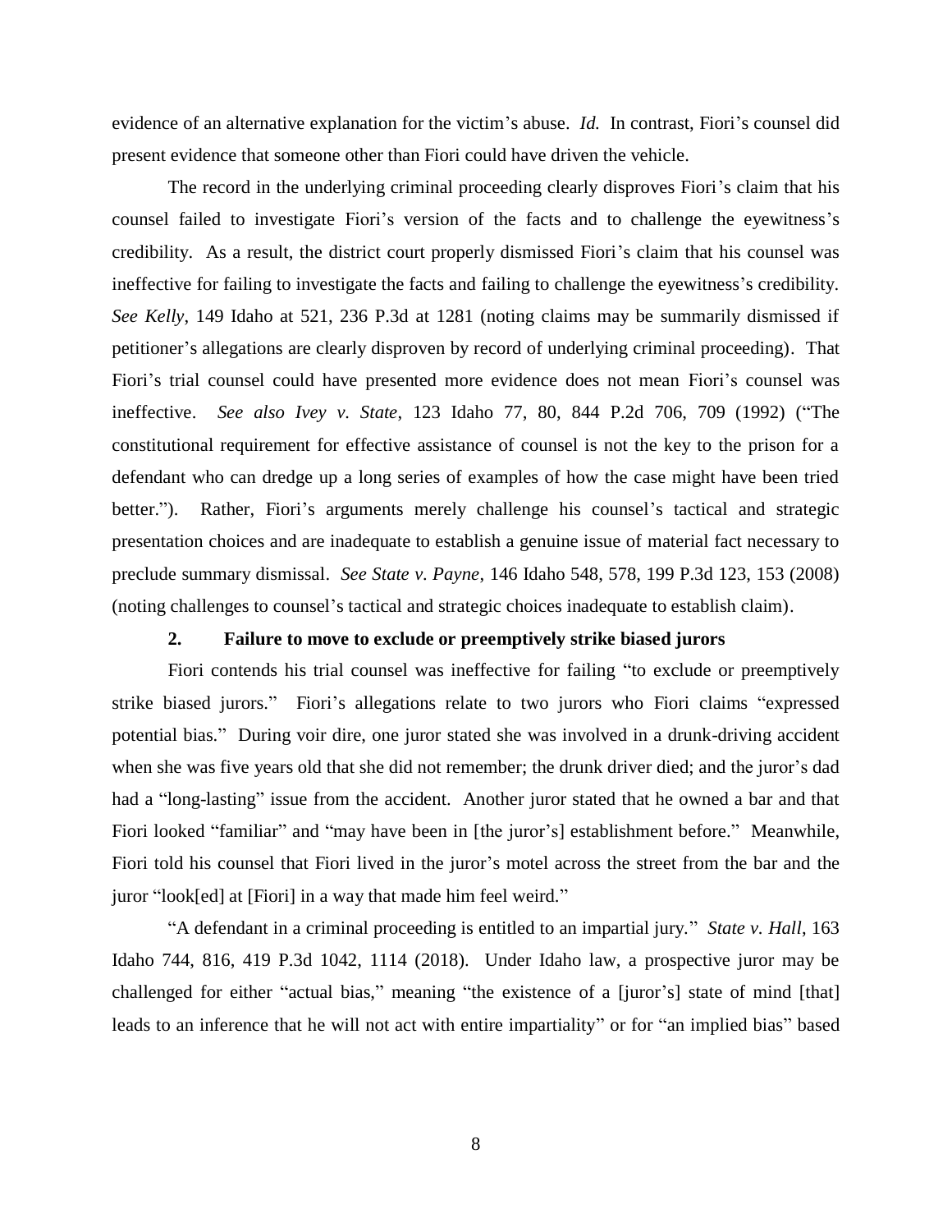evidence of an alternative explanation for the victim's abuse. *Id.* In contrast, Fiori's counsel did present evidence that someone other than Fiori could have driven the vehicle.

The record in the underlying criminal proceeding clearly disproves Fiori's claim that his counsel failed to investigate Fiori's version of the facts and to challenge the eyewitness's credibility. As a result, the district court properly dismissed Fiori's claim that his counsel was ineffective for failing to investigate the facts and failing to challenge the eyewitness's credibility. *See Kelly*, 149 Idaho at 521, 236 P.3d at 1281 (noting claims may be summarily dismissed if petitioner's allegations are clearly disproven by record of underlying criminal proceeding). That Fiori's trial counsel could have presented more evidence does not mean Fiori's counsel was ineffective. *See also Ivey v. State*, 123 Idaho 77, 80, 844 P.2d 706, 709 (1992) ("The constitutional requirement for effective assistance of counsel is not the key to the prison for a defendant who can dredge up a long series of examples of how the case might have been tried better."). Rather, Fiori's arguments merely challenge his counsel's tactical and strategic presentation choices and are inadequate to establish a genuine issue of material fact necessary to preclude summary dismissal. *See State v. Payne*, 146 Idaho 548, 578, 199 P.3d 123, 153 (2008) (noting challenges to counsel's tactical and strategic choices inadequate to establish claim).

**2. Failure to move to exclude or preemptively strike biased jurors**

Fiori contends his trial counsel was ineffective for failing "to exclude or preemptively strike biased jurors." Fiori's allegations relate to two jurors who Fiori claims "expressed potential bias." During voir dire, one juror stated she was involved in a drunk-driving accident when she was five years old that she did not remember; the drunk driver died; and the juror's dad had a "long-lasting" issue from the accident. Another juror stated that he owned a bar and that Fiori looked "familiar" and "may have been in [the juror's] establishment before." Meanwhile, Fiori told his counsel that Fiori lived in the juror's motel across the street from the bar and the juror "look[ed] at [Fiori] in a way that made him feel weird."

"A defendant in a criminal proceeding is entitled to an impartial jury." *State v. Hall*, 163 Idaho 744, 816, 419 P.3d 1042, 1114 (2018). Under Idaho law, a prospective juror may be challenged for either "actual bias," meaning "the existence of a [juror's] state of mind [that] leads to an inference that he will not act with entire impartiality" or for "an implied bias" based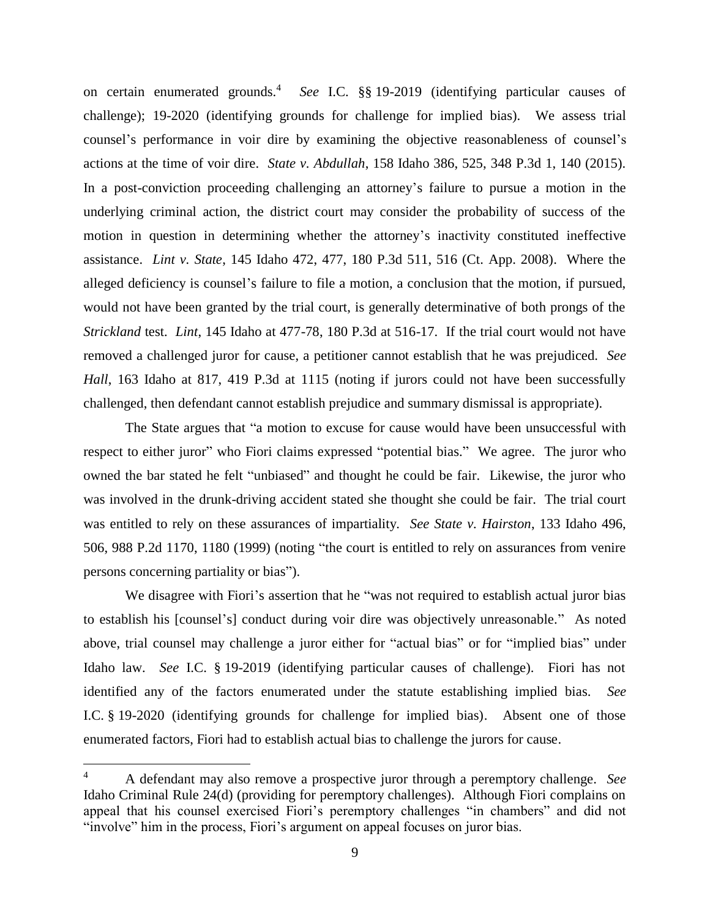on certain enumerated grounds.[4] *See* I.C. §§ 19-2019 (identifying particular causes of challenge); 19-2020 (identifying grounds for challenge for implied bias). We assess trial counsel's performance in voir dire by examining the objective reasonableness of counsel's actions at the time of voir dire. *State v. Abdullah*, 158 Idaho 386, 525, 348 P.3d 1, 140 (2015). In a post-conviction proceeding challenging an attorney's failure to pursue a motion in the underlying criminal action, the district court may consider the probability of success of the motion in question in determining whether the attorney's inactivity constituted ineffective assistance. *Lint v. State*, 145 Idaho 472, 477, 180 P.3d 511, 516 (Ct. App. 2008). Where the alleged deficiency is counsel's failure to file a motion, a conclusion that the motion, if pursued, would not have been granted by the trial court, is generally determinative of both prongs of the *Strickland* test. *Lint*, 145 Idaho at 477-78, 180 P.3d at 516-17. If the trial court would not have removed a challenged juror for cause, a petitioner cannot establish that he was prejudiced. *See Hall*, 163 Idaho at 817, 419 P.3d at 1115 (noting if jurors could not have been successfully challenged, then defendant cannot establish prejudice and summary dismissal is appropriate).

The State argues that "a motion to excuse for cause would have been unsuccessful with respect to either juror" who Fiori claims expressed "potential bias." We agree. The juror who owned the bar stated he felt "unbiased" and thought he could be fair. Likewise, the juror who was involved in the drunk-driving accident stated she thought she could be fair. The trial court was entitled to rely on these assurances of impartiality. *See State v. Hairston*, 133 Idaho 496, 506, 988 P.2d 1170, 1180 (1999) (noting "the court is entitled to rely on assurances from venire persons concerning partiality or bias").

We disagree with Fiori's assertion that he "was not required to establish actual juror bias to establish his [counsel's] conduct during voir dire was objectively unreasonable." As noted above, trial counsel may challenge a juror either for "actual bias" or for "implied bias" under Idaho law. *See* I.C. § 19-2019 (identifying particular causes of challenge). Fiori has not identified any of the factors enumerated under the statute establishing implied bias. *See* I.C. § 19-2020 (identifying grounds for challenge for implied bias). Absent one of those enumerated factors, Fiori had to establish actual bias to challenge the jurors for cause.

---

[4] A defendant may also remove a prospective juror through a peremptory challenge. *See* Idaho Criminal Rule 24(d) (providing for peremptory challenges). Although Fiori complains on appeal that his counsel exercised Fiori's peremptory challenges "in chambers" and did not "involve" him in the process, Fiori's argument on appeal focuses on juror bias.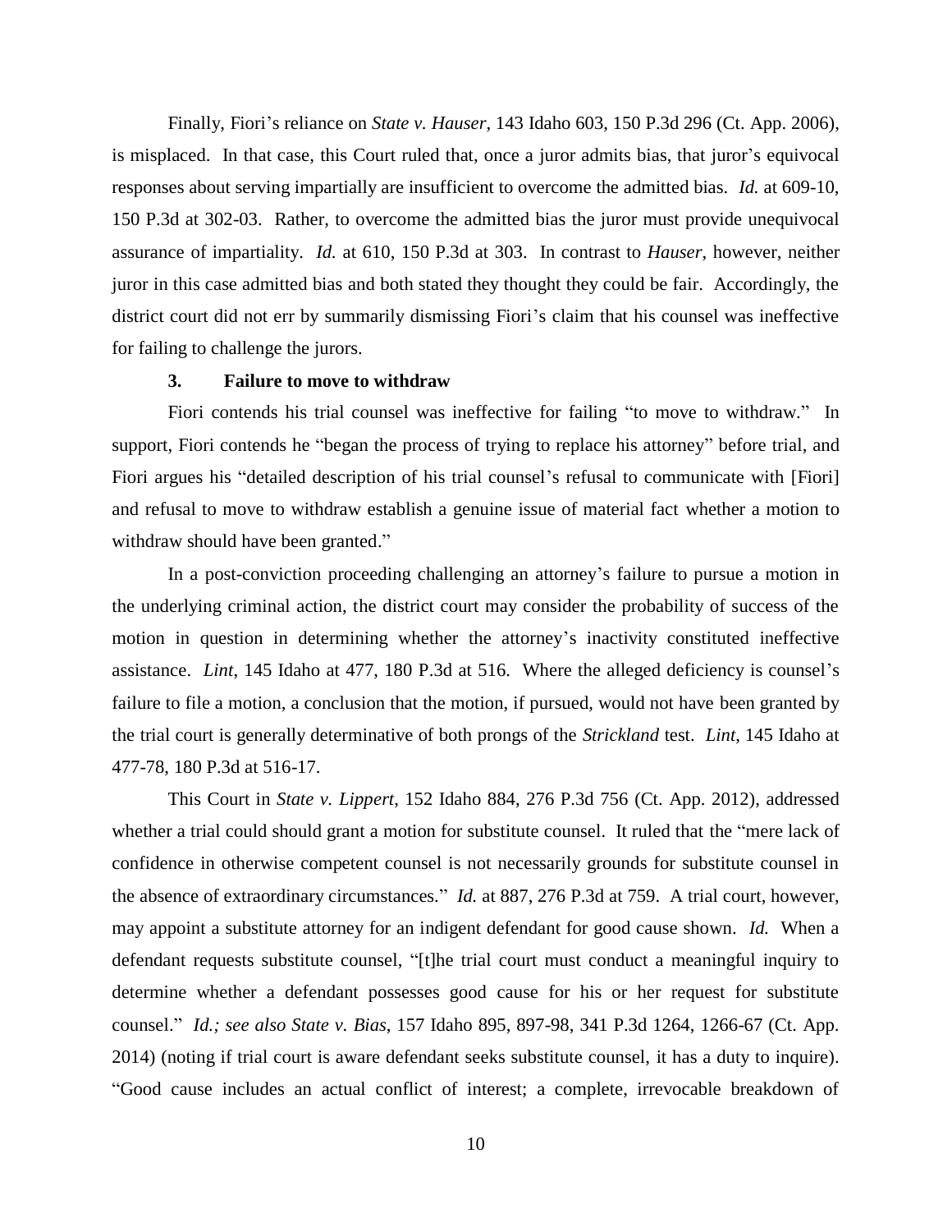Finally, Fiori's reliance on *State v. Hauser*, 143 Idaho 603, 150 P.3d 296 (Ct. App. 2006), is misplaced. In that case, this Court ruled that, once a juror admits bias, that juror's equivocal responses about serving impartially are insufficient to overcome the admitted bias. *Id.* at 609-10, 150 P.3d at 302-03. Rather, to overcome the admitted bias the juror must provide unequivocal assurance of impartiality. *Id.* at 610, 150 P.3d at 303. In contrast to *Hauser*, however, neither juror in this case admitted bias and both stated they thought they could be fair. Accordingly, the district court did not err by summarily dismissing Fiori's claim that his counsel was ineffective for failing to challenge the jurors.

### 3. Failure to move to withdraw

Fiori contends his trial counsel was ineffective for failing "to move to withdraw." In support, Fiori contends he "began the process of trying to replace his attorney" before trial, and Fiori argues his "detailed description of his trial counsel's refusal to communicate with [Fiori] and refusal to move to withdraw establish a genuine issue of material fact whether a motion to withdraw should have been granted."

In a post-conviction proceeding challenging an attorney's failure to pursue a motion in the underlying criminal action, the district court may consider the probability of success of the motion in question in determining whether the attorney's inactivity constituted ineffective assistance. *Lint*, 145 Idaho at 477, 180 P.3d at 516. Where the alleged deficiency is counsel's failure to file a motion, a conclusion that the motion, if pursued, would not have been granted by the trial court is generally determinative of both prongs of the *Strickland* test. *Lint*, 145 Idaho at 477-78, 180 P.3d at 516-17.

This Court in *State v. Lippert*, 152 Idaho 884, 276 P.3d 756 (Ct. App. 2012), addressed whether a trial could should grant a motion for substitute counsel. It ruled that the "mere lack of confidence in otherwise competent counsel is not necessarily grounds for substitute counsel in the absence of extraordinary circumstances." *Id.* at 887, 276 P.3d at 759. A trial court, however, may appoint a substitute attorney for an indigent defendant for good cause shown. *Id.* When a defendant requests substitute counsel, "[t]he trial court must conduct a meaningful inquiry to determine whether a defendant possesses good cause for his or her request for substitute counsel." *Id.; see also State v. Bias*, 157 Idaho 895, 897-98, 341 P.3d 1264, 1266-67 (Ct. App. 2014) (noting if trial court is aware defendant seeks substitute counsel, it has a duty to inquire). "Good cause includes an actual conflict of interest; a complete, irrevocable breakdown of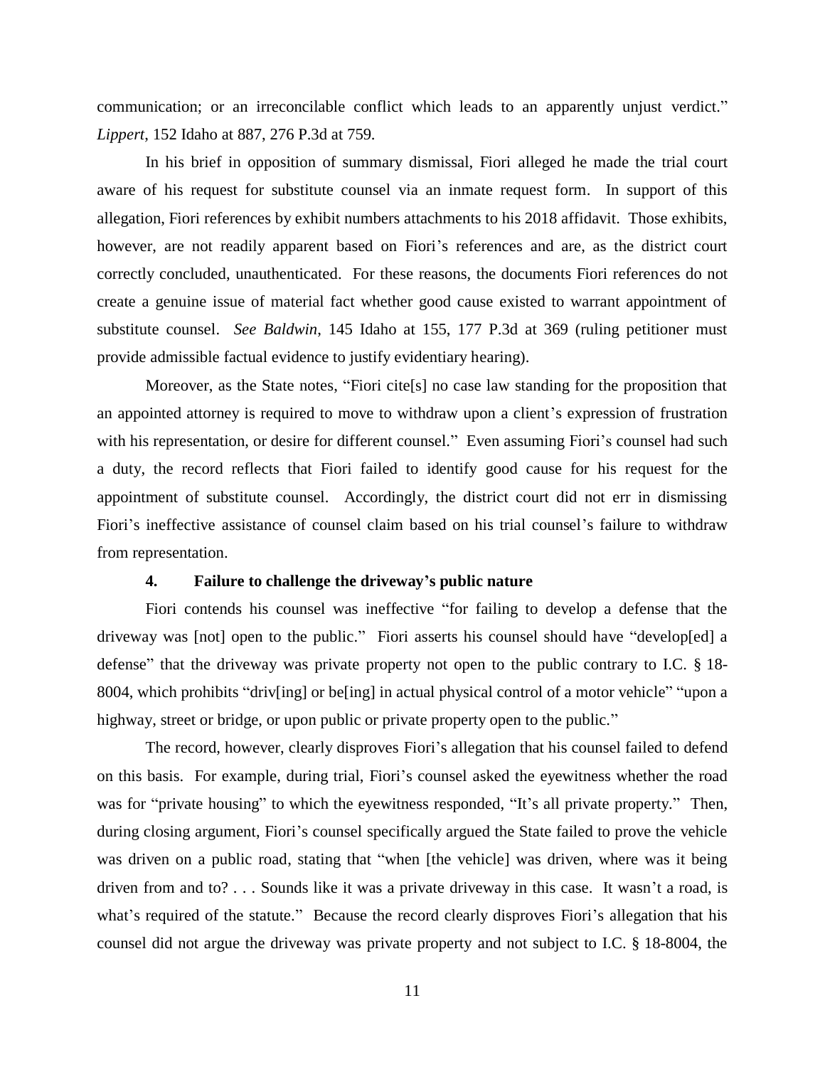communication; or an irreconcilable conflict which leads to an apparently unjust verdict." *Lippert*, 152 Idaho at 887, 276 P.3d at 759.

In his brief in opposition of summary dismissal, Fiori alleged he made the trial court aware of his request for substitute counsel via an inmate request form. In support of this allegation, Fiori references by exhibit numbers attachments to his 2018 affidavit. Those exhibits, however, are not readily apparent based on Fiori's references and are, as the district court correctly concluded, unauthenticated. For these reasons, the documents Fiori references do not create a genuine issue of material fact whether good cause existed to warrant appointment of substitute counsel. *See Baldwin*, 145 Idaho at 155, 177 P.3d at 369 (ruling petitioner must provide admissible factual evidence to justify evidentiary hearing).

Moreover, as the State notes, "Fiori cite[s] no case law standing for the proposition that an appointed attorney is required to move to withdraw upon a client's expression of frustration with his representation, or desire for different counsel." Even assuming Fiori's counsel had such a duty, the record reflects that Fiori failed to identify good cause for his request for the appointment of substitute counsel. Accordingly, the district court did not err in dismissing Fiori's ineffective assistance of counsel claim based on his trial counsel's failure to withdraw from representation.

#### 4. Failure to challenge the driveway's public nature

Fiori contends his counsel was ineffective "for failing to develop a defense that the driveway was [not] open to the public." Fiori asserts his counsel should have "develop[ed] a defense" that the driveway was private property not open to the public contrary to I.C. § 18-8004, which prohibits "driv[ing] or be[ing] in actual physical control of a motor vehicle" "upon a highway, street or bridge, or upon public or private property open to the public."

The record, however, clearly disproves Fiori's allegation that his counsel failed to defend on this basis. For example, during trial, Fiori's counsel asked the eyewitness whether the road was for "private housing" to which the eyewitness responded, "It's all private property." Then, during closing argument, Fiori's counsel specifically argued the State failed to prove the vehicle was driven on a public road, stating that "when [the vehicle] was driven, where was it being driven from and to? . . . Sounds like it was a private driveway in this case. It wasn't a road, is what's required of the statute." Because the record clearly disproves Fiori's allegation that his counsel did not argue the driveway was private property and not subject to I.C. § 18-8004, the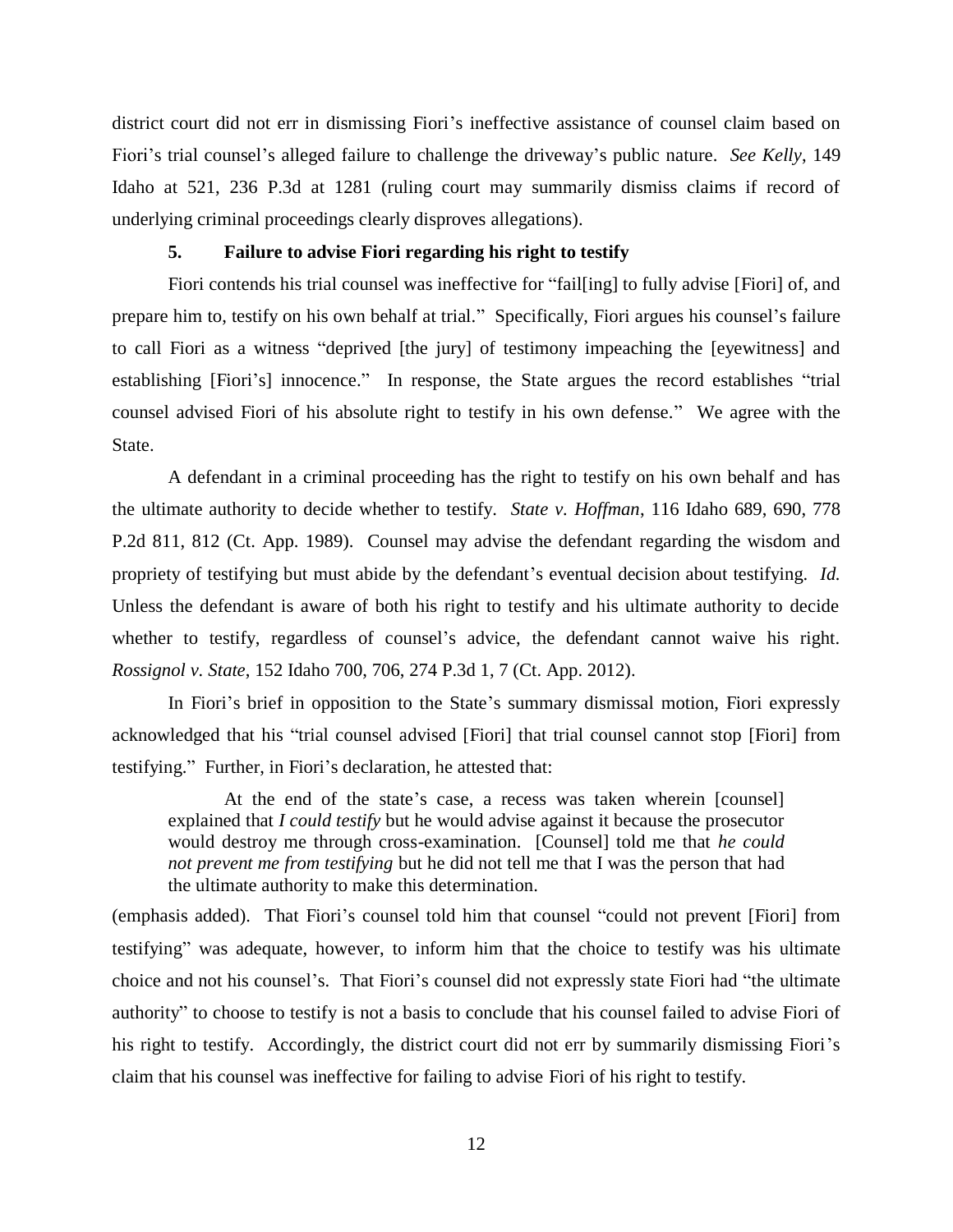district court did not err in dismissing Fiori's ineffective assistance of counsel claim based on Fiori's trial counsel's alleged failure to challenge the driveway's public nature. *See Kelly*, 149 Idaho at 521, 236 P.3d at 1281 (ruling court may summarily dismiss claims if record of underlying criminal proceedings clearly disproves allegations).

### 5. Failure to advise Fiori regarding his right to testify

Fiori contends his trial counsel was ineffective for "fail[ing] to fully advise [Fiori] of, and prepare him to, testify on his own behalf at trial." Specifically, Fiori argues his counsel's failure to call Fiori as a witness "deprived [the jury] of testimony impeaching the [eyewitness] and establishing [Fiori's] innocence." In response, the State argues the record establishes "trial counsel advised Fiori of his absolute right to testify in his own defense." We agree with the State.

A defendant in a criminal proceeding has the right to testify on his own behalf and has the ultimate authority to decide whether to testify. *State v. Hoffman*, 116 Idaho 689, 690, 778 P.2d 811, 812 (Ct. App. 1989). Counsel may advise the defendant regarding the wisdom and propriety of testifying but must abide by the defendant's eventual decision about testifying. *Id.* Unless the defendant is aware of both his right to testify and his ultimate authority to decide whether to testify, regardless of counsel's advice, the defendant cannot waive his right. *Rossignol v. State*, 152 Idaho 700, 706, 274 P.3d 1, 7 (Ct. App. 2012).

In Fiori's brief in opposition to the State's summary dismissal motion, Fiori expressly acknowledged that his "trial counsel advised [Fiori] that trial counsel cannot stop [Fiori] from testifying." Further, in Fiori's declaration, he attested that:

> At the end of the state's case, a recess was taken wherein [counsel] explained that *I could testify* but he would advise against it because the prosecutor would destroy me through cross-examination. [Counsel] told me that *he could not prevent me from testifying* but he did not tell me that I was the person that had the ultimate authority to make this determination.

(emphasis added). That Fiori's counsel told him that counsel "could not prevent [Fiori] from testifying" was adequate, however, to inform him that the choice to testify was his ultimate choice and not his counsel's. That Fiori's counsel did not expressly state Fiori had "the ultimate authority" to choose to testify is not a basis to conclude that his counsel failed to advise Fiori of his right to testify. Accordingly, the district court did not err by summarily dismissing Fiori's claim that his counsel was ineffective for failing to advise Fiori of his right to testify.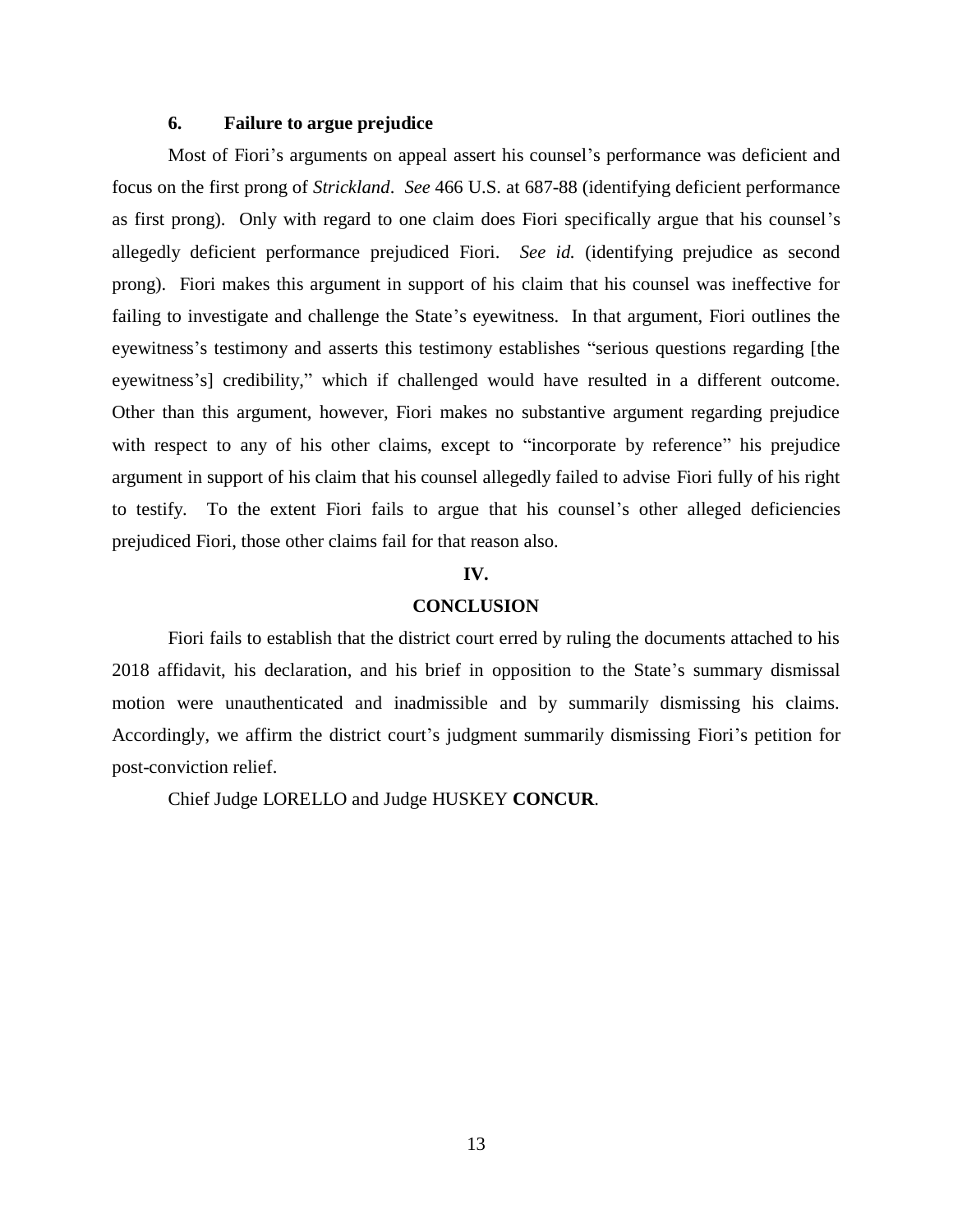#### 6. Failure to argue prejudice

Most of Fiori's arguments on appeal assert his counsel's performance was deficient and focus on the first prong of *Strickland*. *See* 466 U.S. at 687-88 (identifying deficient performance as first prong). Only with regard to one claim does Fiori specifically argue that his counsel's allegedly deficient performance prejudiced Fiori. *See id.* (identifying prejudice as second prong). Fiori makes this argument in support of his claim that his counsel was ineffective for failing to investigate and challenge the State's eyewitness. In that argument, Fiori outlines the eyewitness's testimony and asserts this testimony establishes "serious questions regarding [the eyewitness's] credibility," which if challenged would have resulted in a different outcome. Other than this argument, however, Fiori makes no substantive argument regarding prejudice with respect to any of his other claims, except to "incorporate by reference" his prejudice argument in support of his claim that his counsel allegedly failed to advise Fiori fully of his right to testify. To the extent Fiori fails to argue that his counsel's other alleged deficiencies prejudiced Fiori, those other claims fail for that reason also.

## IV.

## CONCLUSION

Fiori fails to establish that the district court erred by ruling the documents attached to his 2018 affidavit, his declaration, and his brief in opposition to the State's summary dismissal motion were unauthenticated and inadmissible and by summarily dismissing his claims. Accordingly, we affirm the district court's judgment summarily dismissing Fiori's petition for post-conviction relief.

Chief Judge LORELLO and Judge HUSKEY **CONCUR**.